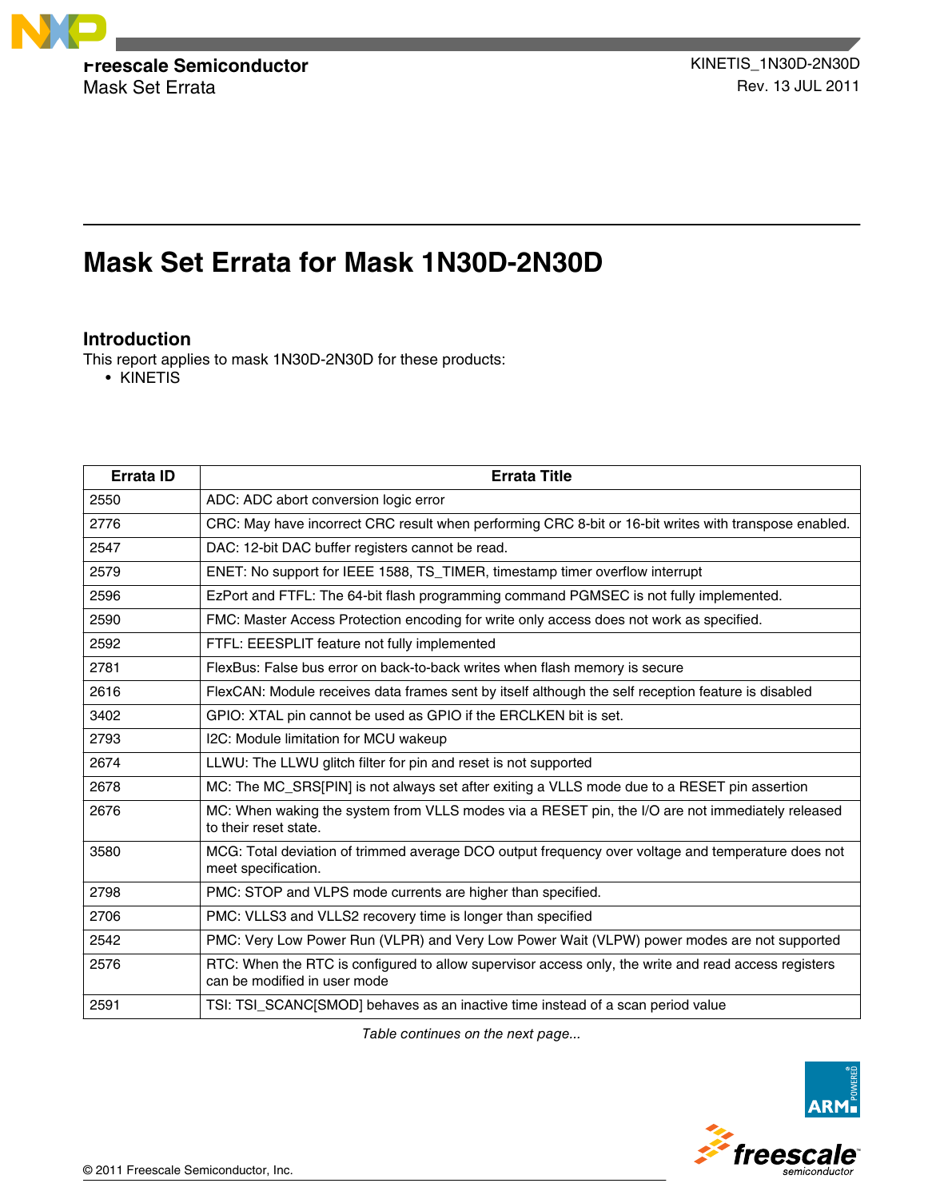Freescale Semiconductor
Mask Set Errata

KINETIS_1N30D-2N30D
Rev. 13 JUL 2011

# Mask Set Errata for Mask 1N30D-2N30D

## Introduction

This report applies to mask 1N30D-2N30D for these products:

- KINETIS

| Errata ID | Errata Title |
|---|---|
| 2550 | ADC: ADC abort conversion logic error |
| 2776 | CRC: May have incorrect CRC result when performing CRC 8-bit or 16-bit writes with transpose enabled. |
| 2547 | DAC: 12-bit DAC buffer registers cannot be read. |
| 2579 | ENET: No support for IEEE 1588, TS_TIMER, timestamp timer overflow interrupt |
| 2596 | EzPort and FTFL: The 64-bit flash programming command PGMSEC is not fully implemented. |
| 2590 | FMC: Master Access Protection encoding for write only access does not work as specified. |
| 2592 | FTFL: EEESPLIT feature not fully implemented |
| 2781 | FlexBus: False bus error on back-to-back writes when flash memory is secure |
| 2616 | FlexCAN: Module receives data frames sent by itself although the self reception feature is disabled |
| 3402 | GPIO: XTAL pin cannot be used as GPIO if the ERCLKEN bit is set. |
| 2793 | I2C: Module limitation for MCU wakeup |
| 2674 | LLWU: The LLWU glitch filter for pin and reset is not supported |
| 2678 | MC: The MC_SRS[PIN] is not always set after exiting a VLLS mode due to a RESET pin assertion |
| 2676 | MC: When waking the system from VLLS modes via a RESET pin, the I/O are not immediately released to their reset state. |
| 3580 | MCG: Total deviation of trimmed average DCO output frequency over voltage and temperature does not meet specification. |
| 2798 | PMC: STOP and VLPS mode currents are higher than specified. |
| 2706 | PMC: VLLS3 and VLLS2 recovery time is longer than specified |
| 2542 | PMC: Very Low Power Run (VLPR) and Very Low Power Wait (VLPW) power modes are not supported |
| 2576 | RTC: When the RTC is configured to allow supervisor access only, the write and read access registers can be modified in user mode |
| 2591 | TSI: TSI_SCANC[SMOD] behaves as an inactive time instead of a scan period value |

*Table continues on the next page...*

© 2011 Freescale Semiconductor, Inc.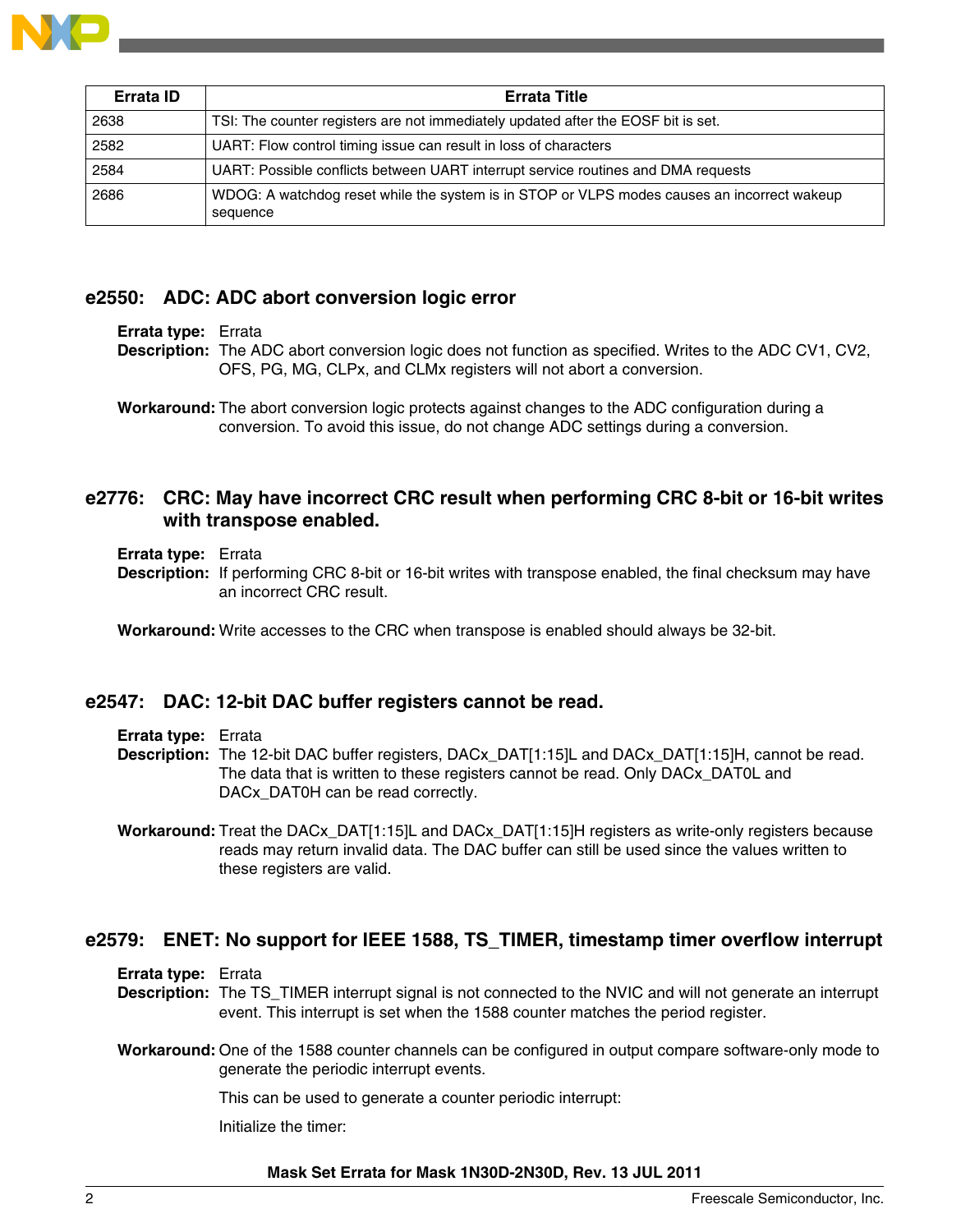| Errata ID | Errata Title |
|---|---|
| 2638 | TSI: The counter registers are not immediately updated after the EOSF bit is set. |
| 2582 | UART: Flow control timing issue can result in loss of characters |
| 2584 | UART: Possible conflicts between UART interrupt service routines and DMA requests |
| 2686 | WDOG: A watchdog reset while the system is in STOP or VLPS modes causes an incorrect wakeup sequence |

### e2550: ADC: ADC abort conversion logic error

**Errata type:** Errata

**Description:** The ADC abort conversion logic does not function as specified. Writes to the ADC CV1, CV2, OFS, PG, MG, CLPx, and CLMx registers will not abort a conversion.

**Workaround:** The abort conversion logic protects against changes to the ADC configuration during a conversion. To avoid this issue, do not change ADC settings during a conversion.

### e2776: CRC: May have incorrect CRC result when performing CRC 8-bit or 16-bit writes with transpose enabled.

**Errata type:** Errata

**Description:** If performing CRC 8-bit or 16-bit writes with transpose enabled, the final checksum may have an incorrect CRC result.

**Workaround:** Write accesses to the CRC when transpose is enabled should always be 32-bit.

### e2547: DAC: 12-bit DAC buffer registers cannot be read.

**Errata type:** Errata

**Description:** The 12-bit DAC buffer registers, DACx_DAT[1:15]L and DACx_DAT[1:15]H, cannot be read. The data that is written to these registers cannot be read. Only DACx_DAT0L and DACx_DAT0H can be read correctly.

**Workaround:** Treat the DACx_DAT[1:15]L and DACx_DAT[1:15]H registers as write-only registers because reads may return invalid data. The DAC buffer can still be used since the values written to these registers are valid.

### e2579: ENET: No support for IEEE 1588, TS_TIMER, timestamp timer overflow interrupt

**Errata type:** Errata

**Description:** The TS_TIMER interrupt signal is not connected to the NVIC and will not generate an interrupt event. This interrupt is set when the 1588 counter matches the period register.

**Workaround:** One of the 1588 counter channels can be configured in output compare software-only mode to generate the periodic interrupt events.

This can be used to generate a counter periodic interrupt:

Initialize the timer: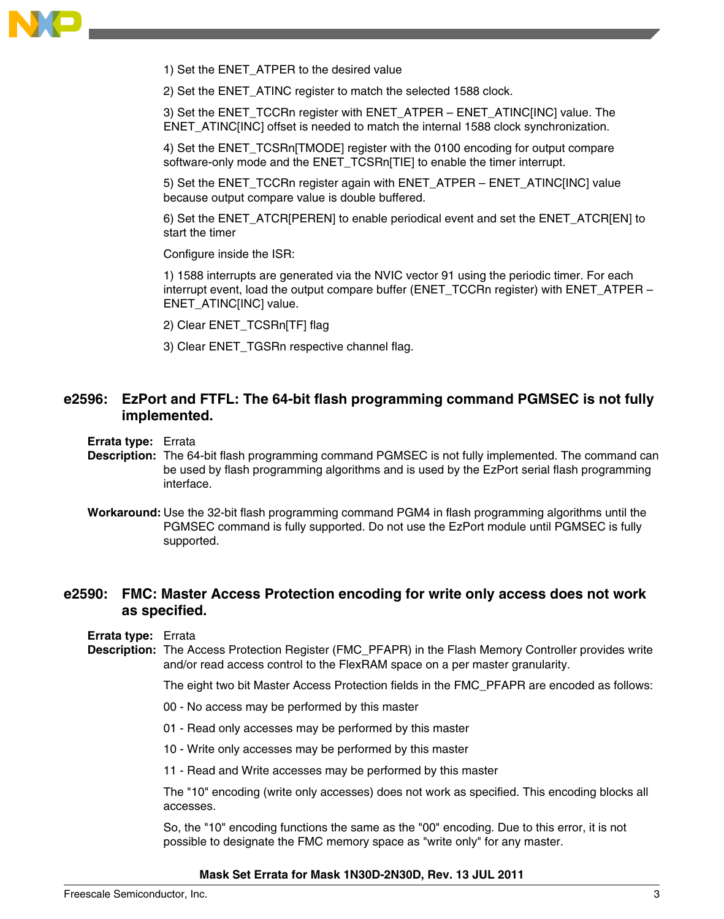1) Set the ENET_ATPER to the desired value

2) Set the ENET_ATINC register to match the selected 1588 clock.

3) Set the ENET_TCCRn register with ENET_ATPER – ENET_ATINC[INC] value. The ENET_ATINC[INC] offset is needed to match the internal 1588 clock synchronization.

4) Set the ENET_TCSRn[TMODE] register with the 0100 encoding for output compare software-only mode and the ENET_TCSRn[TIE] to enable the timer interrupt.

5) Set the ENET_TCCRn register again with ENET_ATPER – ENET_ATINC[INC] value because output compare value is double buffered.

6) Set the ENET_ATCR[PEREN] to enable periodical event and set the ENET_ATCR[EN] to start the timer

Configure inside the ISR:

1) 1588 interrupts are generated via the NVIC vector 91 using the periodic timer. For each interrupt event, load the output compare buffer (ENET_TCCRn register) with ENET_ATPER – ENET_ATINC[INC] value.

2) Clear ENET_TCSRn[TF] flag

3) Clear ENET_TGSRn respective channel flag.

## e2596: EzPort and FTFL: The 64-bit flash programming command PGMSEC is not fully implemented.

**Errata type:** Errata

**Description:** The 64-bit flash programming command PGMSEC is not fully implemented. The command can be used by flash programming algorithms and is used by the EzPort serial flash programming interface.

**Workaround:** Use the 32-bit flash programming command PGM4 in flash programming algorithms until the PGMSEC command is fully supported. Do not use the EzPort module until PGMSEC is fully supported.

## e2590: FMC: Master Access Protection encoding for write only access does not work as specified.

**Errata type:** Errata

**Description:** The Access Protection Register (FMC_PFAPR) in the Flash Memory Controller provides write and/or read access control to the FlexRAM space on a per master granularity.

The eight two bit Master Access Protection fields in the FMC_PFAPR are encoded as follows:

00 - No access may be performed by this master

01 - Read only accesses may be performed by this master

10 - Write only accesses may be performed by this master

11 - Read and Write accesses may be performed by this master

The "10" encoding (write only accesses) does not work as specified. This encoding blocks all accesses.

So, the "10" encoding functions the same as the "00" encoding. Due to this error, it is not possible to designate the FMC memory space as "write only" for any master.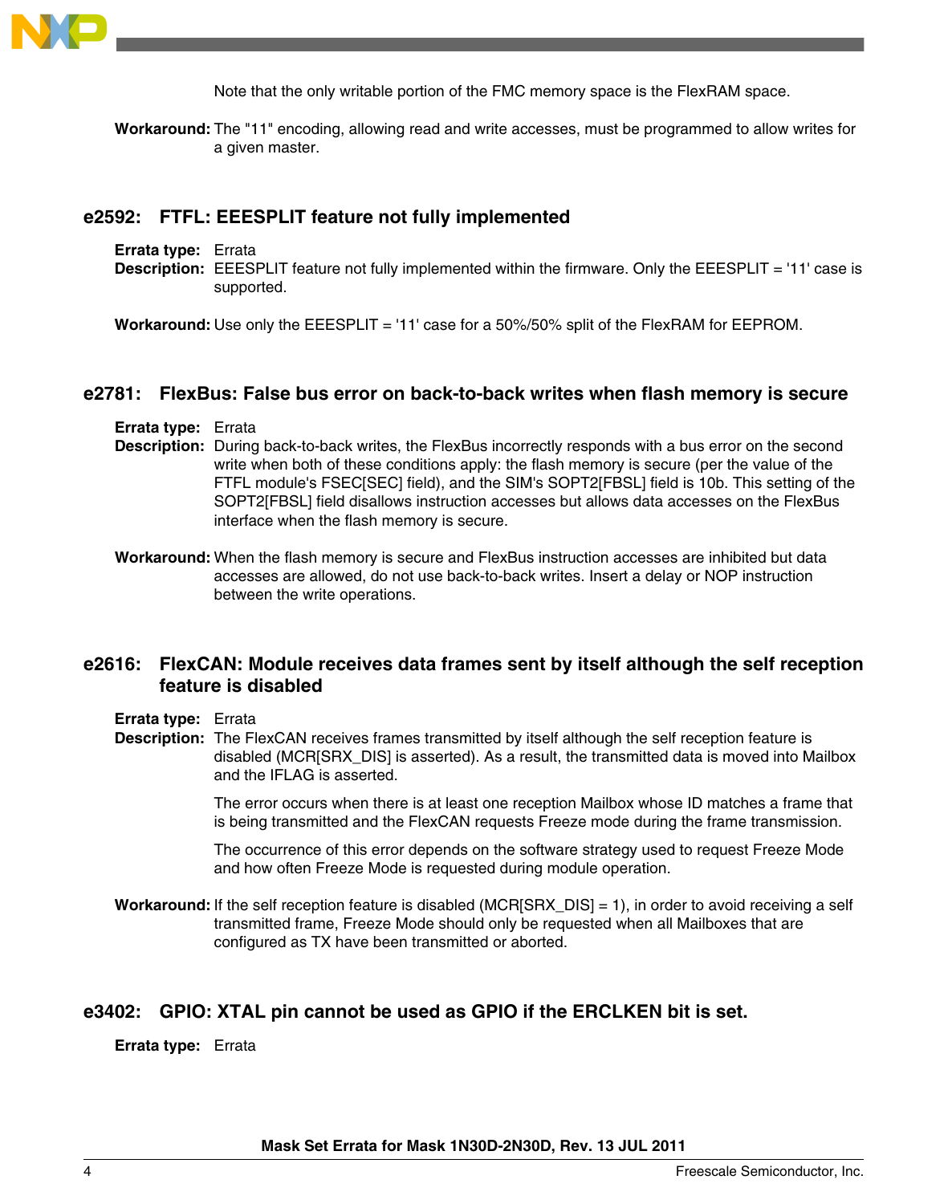Note that the only writable portion of the FMC memory space is the FlexRAM space.

**Workaround:** The "11" encoding, allowing read and write accesses, must be programmed to allow writes for a given master.

## e2592: FTFL: EEESPLIT feature not fully implemented

**Errata type:** Errata

**Description:** EEESPLIT feature not fully implemented within the firmware. Only the EEESPLIT = '11' case is supported.

**Workaround:** Use only the EEESPLIT = '11' case for a 50%/50% split of the FlexRAM for EEPROM.

## e2781: FlexBus: False bus error on back-to-back writes when flash memory is secure

**Errata type:** Errata

**Description:** During back-to-back writes, the FlexBus incorrectly responds with a bus error on the second write when both of these conditions apply: the flash memory is secure (per the value of the FTFL module's FSEC[SEC] field), and the SIM's SOPT2[FBSL] field is 10b. This setting of the SOPT2[FBSL] field disallows instruction accesses but allows data accesses on the FlexBus interface when the flash memory is secure.

**Workaround:** When the flash memory is secure and FlexBus instruction accesses are inhibited but data accesses are allowed, do not use back-to-back writes. Insert a delay or NOP instruction between the write operations.

## e2616: FlexCAN: Module receives data frames sent by itself although the self reception feature is disabled

**Errata type:** Errata

**Description:** The FlexCAN receives frames transmitted by itself although the self reception feature is disabled (MCR[SRX_DIS] is asserted). As a result, the transmitted data is moved into Mailbox and the IFLAG is asserted.

The error occurs when there is at least one reception Mailbox whose ID matches a frame that is being transmitted and the FlexCAN requests Freeze mode during the frame transmission.

The occurrence of this error depends on the software strategy used to request Freeze Mode and how often Freeze Mode is requested during module operation.

**Workaround:** If the self reception feature is disabled (MCR[SRX_DIS] = 1), in order to avoid receiving a self transmitted frame, Freeze Mode should only be requested when all Mailboxes that are configured as TX have been transmitted or aborted.

## e3402: GPIO: XTAL pin cannot be used as GPIO if the ERCLKEN bit is set.

**Errata type:** Errata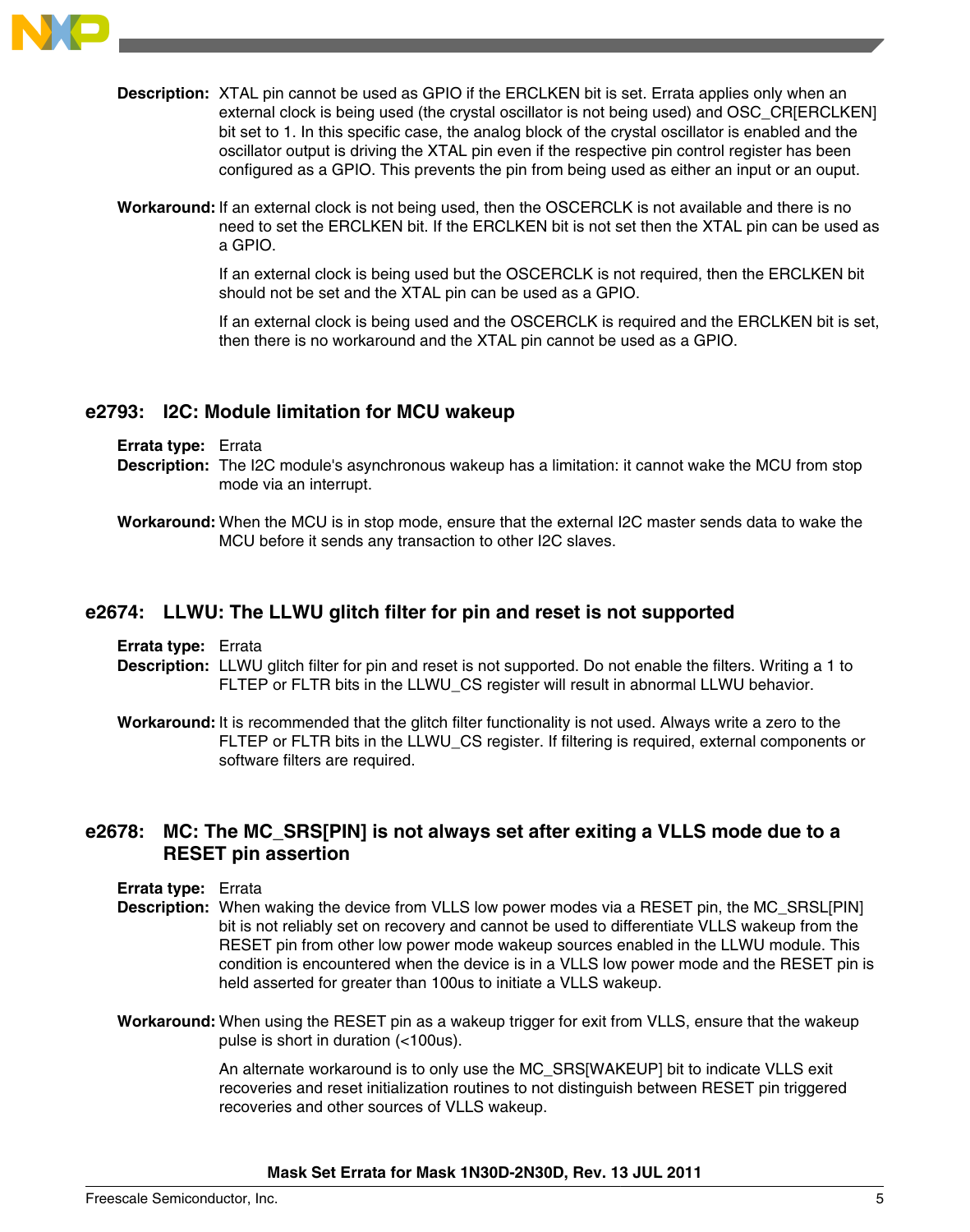**Description:** XTAL pin cannot be used as GPIO if the ERCLKEN bit is set. Errata applies only when an external clock is being used (the crystal oscillator is not being used) and OSC_CR[ERCLKEN] bit set to 1. In this specific case, the analog block of the crystal oscillator is enabled and the oscillator output is driving the XTAL pin even if the respective pin control register has been configured as a GPIO. This prevents the pin from being used as either an input or an ouput.

**Workaround:** If an external clock is not being used, then the OSCERCLK is not available and there is no need to set the ERCLKEN bit. If the ERCLKEN bit is not set then the XTAL pin can be used as a GPIO.

If an external clock is being used but the OSCERCLK is not required, then the ERCLKEN bit should not be set and the XTAL pin can be used as a GPIO.

If an external clock is being used and the OSCERCLK is required and the ERCLKEN bit is set, then there is no workaround and the XTAL pin cannot be used as a GPIO.

## e2793: I2C: Module limitation for MCU wakeup

**Errata type:** Errata

**Description:** The I2C module's asynchronous wakeup has a limitation: it cannot wake the MCU from stop mode via an interrupt.

**Workaround:** When the MCU is in stop mode, ensure that the external I2C master sends data to wake the MCU before it sends any transaction to other I2C slaves.

## e2674: LLWU: The LLWU glitch filter for pin and reset is not supported

**Errata type:** Errata

**Description:** LLWU glitch filter for pin and reset is not supported. Do not enable the filters. Writing a 1 to FLTEP or FLTR bits in the LLWU_CS register will result in abnormal LLWU behavior.

**Workaround:** It is recommended that the glitch filter functionality is not used. Always write a zero to the FLTEP or FLTR bits in the LLWU_CS register. If filtering is required, external components or software filters are required.

## e2678: MC: The MC_SRS[PIN] is not always set after exiting a VLLS mode due to a RESET pin assertion

**Errata type:** Errata

**Description:** When waking the device from VLLS low power modes via a RESET pin, the MC_SRSL[PIN] bit is not reliably set on recovery and cannot be used to differentiate VLLS wakeup from the RESET pin from other low power mode wakeup sources enabled in the LLWU module. This condition is encountered when the device is in a VLLS low power mode and the RESET pin is held asserted for greater than 100us to initiate a VLLS wakeup.

**Workaround:** When using the RESET pin as a wakeup trigger for exit from VLLS, ensure that the wakeup pulse is short in duration (<100us).

An alternate workaround is to only use the MC_SRS[WAKEUP] bit to indicate VLLS exit recoveries and reset initialization routines to not distinguish between RESET pin triggered recoveries and other sources of VLLS wakeup.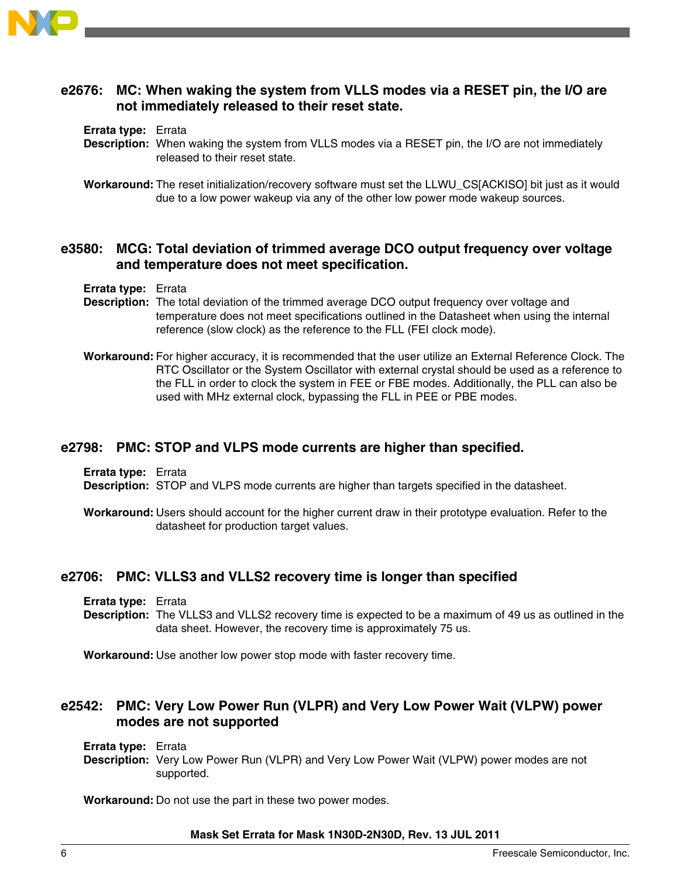## e2676: MC: When waking the system from VLLS modes via a RESET pin, the I/O are not immediately released to their reset state.

**Errata type:** Errata

**Description:** When waking the system from VLLS modes via a RESET pin, the I/O are not immediately released to their reset state.

**Workaround:** The reset initialization/recovery software must set the LLWU_CS[ACKISO] bit just as it would due to a low power wakeup via any of the other low power mode wakeup sources.

## e3580: MCG: Total deviation of trimmed average DCO output frequency over voltage and temperature does not meet specification.

**Errata type:** Errata

**Description:** The total deviation of the trimmed average DCO output frequency over voltage and temperature does not meet specifications outlined in the Datasheet when using the internal reference (slow clock) as the reference to the FLL (FEI clock mode).

**Workaround:** For higher accuracy, it is recommended that the user utilize an External Reference Clock. The RTC Oscillator or the System Oscillator with external crystal should be used as a reference to the FLL in order to clock the system in FEE or FBE modes. Additionally, the PLL can also be used with MHz external clock, bypassing the FLL in PEE or PBE modes.

## e2798: PMC: STOP and VLPS mode currents are higher than specified.

**Errata type:** Errata

**Description:** STOP and VLPS mode currents are higher than targets specified in the datasheet.

**Workaround:** Users should account for the higher current draw in their prototype evaluation. Refer to the datasheet for production target values.

## e2706: PMC: VLLS3 and VLLS2 recovery time is longer than specified

**Errata type:** Errata

**Description:** The VLLS3 and VLLS2 recovery time is expected to be a maximum of 49 us as outlined in the data sheet. However, the recovery time is approximately 75 us.

**Workaround:** Use another low power stop mode with faster recovery time.

## e2542: PMC: Very Low Power Run (VLPR) and Very Low Power Wait (VLPW) power modes are not supported

**Errata type:** Errata

**Description:** Very Low Power Run (VLPR) and Very Low Power Wait (VLPW) power modes are not supported.

**Workaround:** Do not use the part in these two power modes.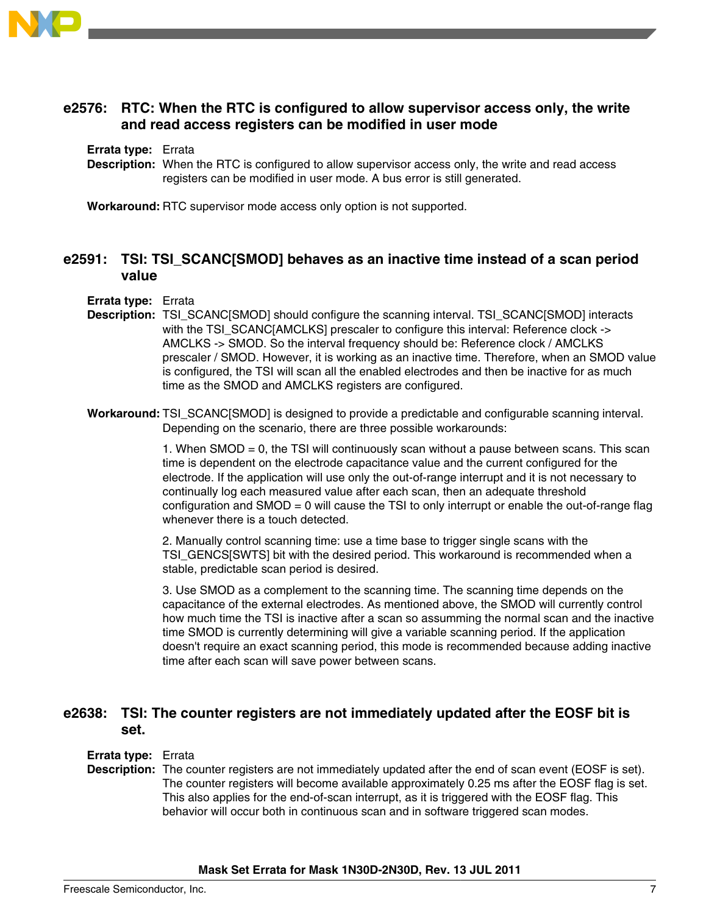## e2576: RTC: When the RTC is configured to allow supervisor access only, the write and read access registers can be modified in user mode

**Errata type:** Errata

**Description:** When the RTC is configured to allow supervisor access only, the write and read access registers can be modified in user mode. A bus error is still generated.

**Workaround:** RTC supervisor mode access only option is not supported.

## e2591: TSI: TSI_SCANC[SMOD] behaves as an inactive time instead of a scan period value

**Errata type:** Errata

**Description:** TSI_SCANC[SMOD] should configure the scanning interval. TSI_SCANC[SMOD] interacts with the TSI_SCANC[AMCLKS] prescaler to configure this interval: Reference clock -> AMCLKS -> SMOD. So the interval frequency should be: Reference clock / AMCLKS prescaler / SMOD. However, it is working as an inactive time. Therefore, when an SMOD value is configured, the TSI will scan all the enabled electrodes and then be inactive for as much time as the SMOD and AMCLKS registers are configured.

**Workaround:** TSI_SCANC[SMOD] is designed to provide a predictable and configurable scanning interval. Depending on the scenario, there are three possible workarounds:

1. When SMOD = 0, the TSI will continuously scan without a pause between scans. This scan time is dependent on the electrode capacitance value and the current configured for the electrode. If the application will use only the out-of-range interrupt and it is not necessary to continually log each measured value after each scan, then an adequate threshold configuration and SMOD = 0 will cause the TSI to only interrupt or enable the out-of-range flag whenever there is a touch detected.

2. Manually control scanning time: use a time base to trigger single scans with the TSI_GENCS[SWTS] bit with the desired period. This workaround is recommended when a stable, predictable scan period is desired.

3. Use SMOD as a complement to the scanning time. The scanning time depends on the capacitance of the external electrodes. As mentioned above, the SMOD will currently control how much time the TSI is inactive after a scan so assumming the normal scan and the inactive time SMOD is currently determining will give a variable scanning period. If the application doesn't require an exact scanning period, this mode is recommended because adding inactive time after each scan will save power between scans.

## e2638: TSI: The counter registers are not immediately updated after the EOSF bit is set.

**Errata type:** Errata

**Description:** The counter registers are not immediately updated after the end of scan event (EOSF is set). The counter registers will become available approximately 0.25 ms after the EOSF flag is set. This also applies for the end-of-scan interrupt, as it is triggered with the EOSF flag. This behavior will occur both in continuous scan and in software triggered scan modes.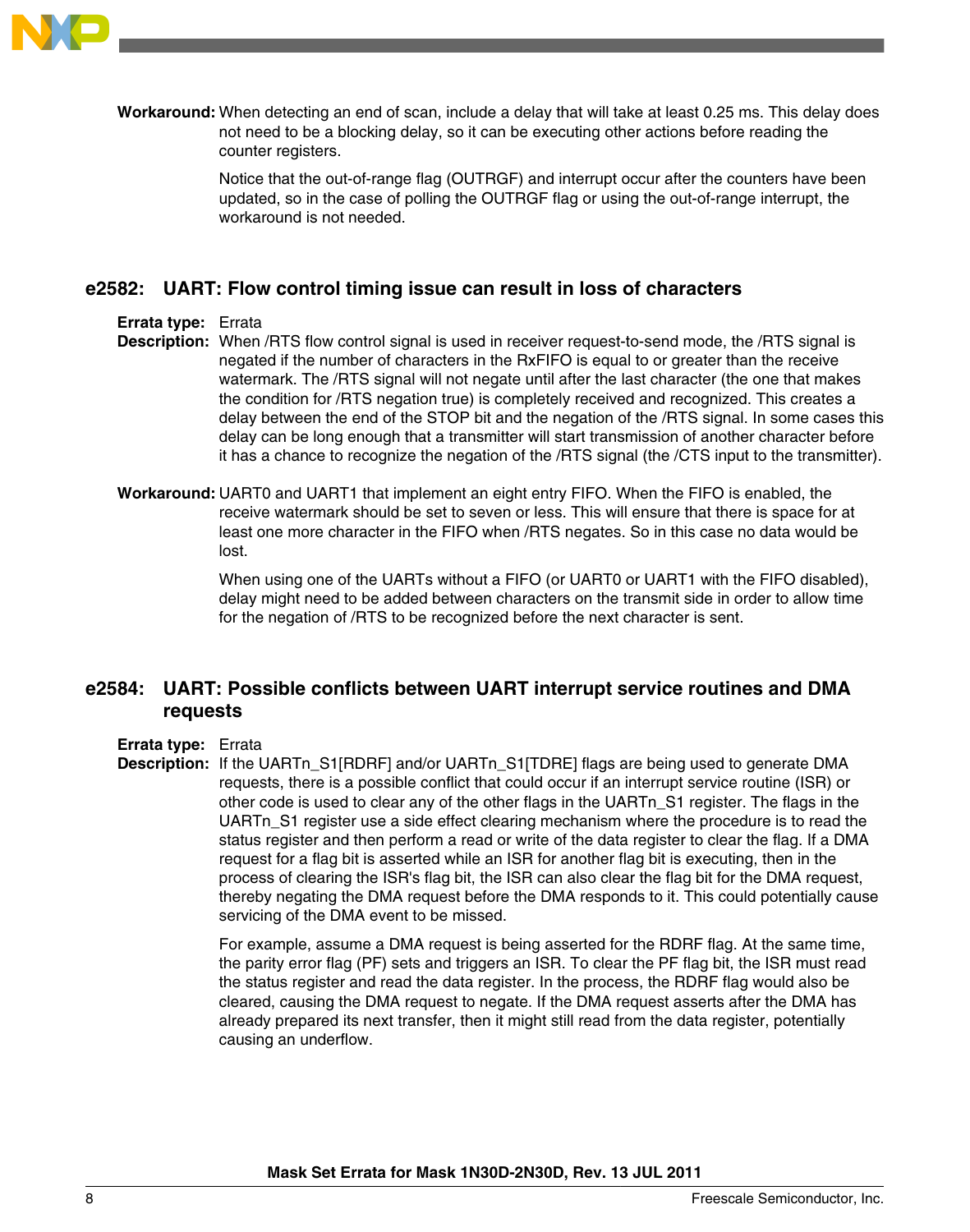**Workaround:** When detecting an end of scan, include a delay that will take at least 0.25 ms. This delay does not need to be a blocking delay, so it can be executing other actions before reading the counter registers.

Notice that the out-of-range flag (OUTRGF) and interrupt occur after the counters have been updated, so in the case of polling the OUTRGF flag or using the out-of-range interrupt, the workaround is not needed.

## e2582: UART: Flow control timing issue can result in loss of characters

**Errata type:** Errata

**Description:** When /RTS flow control signal is used in receiver request-to-send mode, the /RTS signal is negated if the number of characters in the RxFIFO is equal to or greater than the receive watermark. The /RTS signal will not negate until after the last character (the one that makes the condition for /RTS negation true) is completely received and recognized. This creates a delay between the end of the STOP bit and the negation of the /RTS signal. In some cases this delay can be long enough that a transmitter will start transmission of another character before it has a chance to recognize the negation of the /RTS signal (the /CTS input to the transmitter).

**Workaround:** UART0 and UART1 that implement an eight entry FIFO. When the FIFO is enabled, the receive watermark should be set to seven or less. This will ensure that there is space for at least one more character in the FIFO when /RTS negates. So in this case no data would be lost.

When using one of the UARTs without a FIFO (or UART0 or UART1 with the FIFO disabled), delay might need to be added between characters on the transmit side in order to allow time for the negation of /RTS to be recognized before the next character is sent.

## e2584: UART: Possible conflicts between UART interrupt service routines and DMA requests

**Errata type:** Errata

**Description:** If the UARTn_S1[RDRF] and/or UARTn_S1[TDRE] flags are being used to generate DMA requests, there is a possible conflict that could occur if an interrupt service routine (ISR) or other code is used to clear any of the other flags in the UARTn_S1 register. The flags in the UARTn_S1 register use a side effect clearing mechanism where the procedure is to read the status register and then perform a read or write of the data register to clear the flag. If a DMA request for a flag bit is asserted while an ISR for another flag bit is executing, then in the process of clearing the ISR's flag bit, the ISR can also clear the flag bit for the DMA request, thereby negating the DMA request before the DMA responds to it. This could potentially cause servicing of the DMA event to be missed.

For example, assume a DMA request is being asserted for the RDRF flag. At the same time, the parity error flag (PF) sets and triggers an ISR. To clear the PF flag bit, the ISR must read the status register and read the data register. In the process, the RDRF flag would also be cleared, causing the DMA request to negate. If the DMA request asserts after the DMA has already prepared its next transfer, then it might still read from the data register, potentially causing an underflow.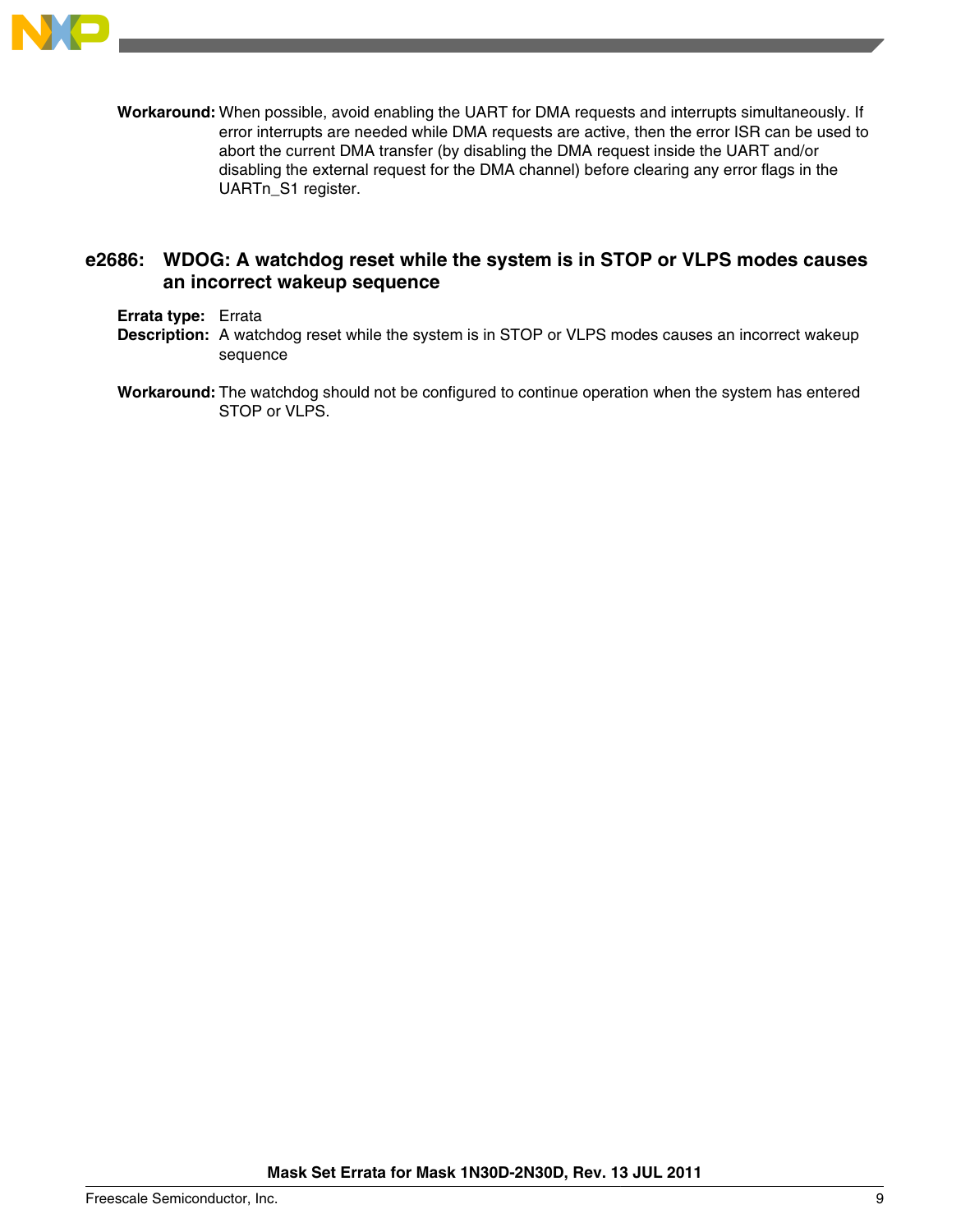**Workaround:** When possible, avoid enabling the UART for DMA requests and interrupts simultaneously. If error interrupts are needed while DMA requests are active, then the error ISR can be used to abort the current DMA transfer (by disabling the DMA request inside the UART and/or disabling the external request for the DMA channel) before clearing any error flags in the UARTn_S1 register.

## e2686: WDOG: A watchdog reset while the system is in STOP or VLPS modes causes an incorrect wakeup sequence

**Errata type:** Errata

**Description:** A watchdog reset while the system is in STOP or VLPS modes causes an incorrect wakeup sequence

**Workaround:** The watchdog should not be configured to continue operation when the system has entered STOP or VLPS.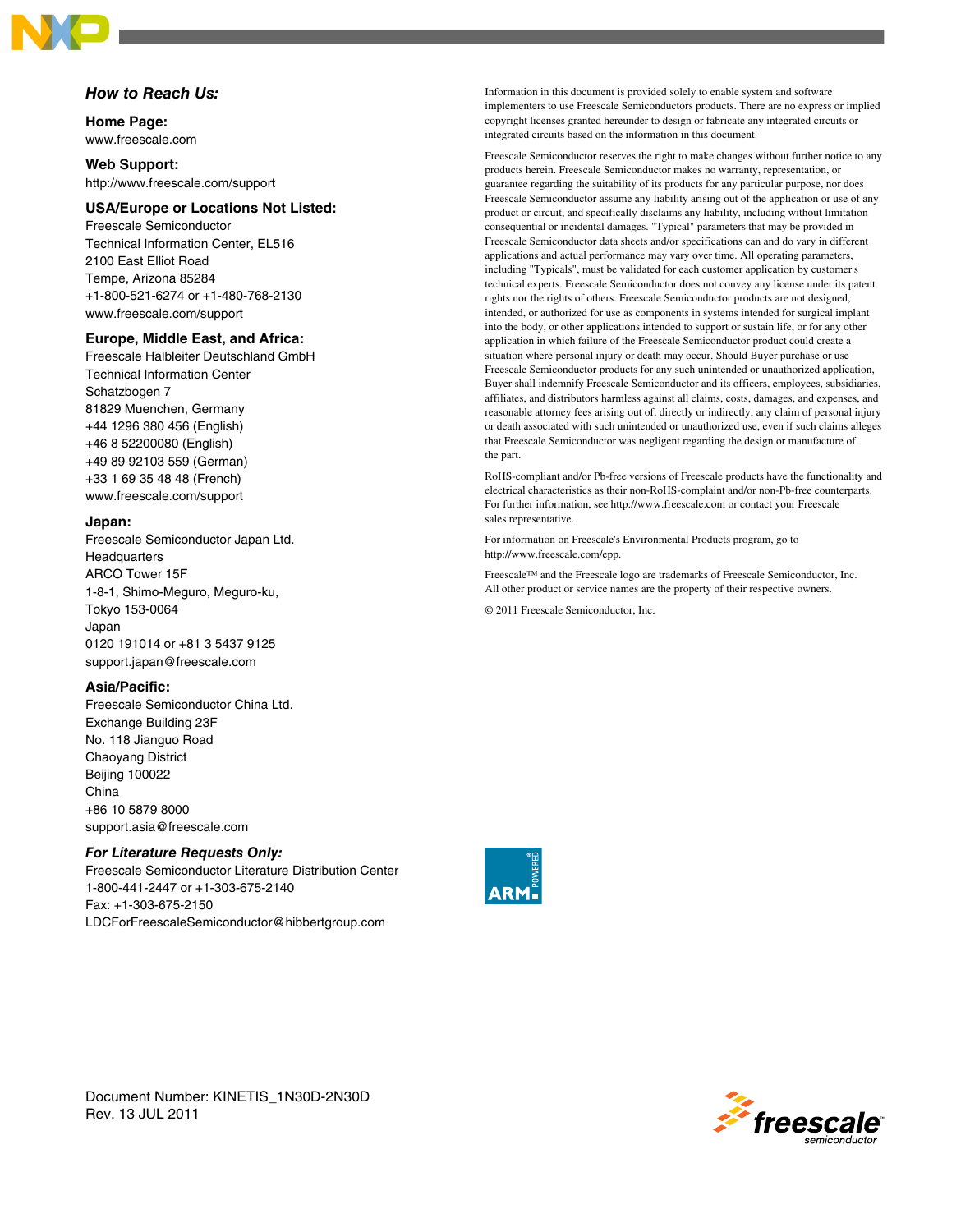## *How to Reach Us:*

**Home Page:**
www.freescale.com

**Web Support:**
http://www.freescale.com/support

**USA/Europe or Locations Not Listed:**
Freescale Semiconductor
Technical Information Center, EL516
2100 East Elliot Road
Tempe, Arizona 85284
+1-800-521-6274 or +1-480-768-2130
www.freescale.com/support

**Europe, Middle East, and Africa:**
Freescale Halbleiter Deutschland GmbH
Technical Information Center
Schatzbogen 7
81829 Muenchen, Germany
+44 1296 380 456 (English)
+46 8 52200080 (English)
+49 89 92103 559 (German)
+33 1 69 35 48 48 (French)
www.freescale.com/support

**Japan:**
Freescale Semiconductor Japan Ltd.
Headquarters
ARCO Tower 15F
1-8-1, Shimo-Meguro, Meguro-ku,
Tokyo 153-0064
Japan
0120 191014 or +81 3 5437 9125
support.japan@freescale.com

**Asia/Pacific:**
Freescale Semiconductor China Ltd.
Exchange Building 23F
No. 118 Jianguo Road
Chaoyang District
Beijing 100022
China
+86 10 5879 8000
support.asia@freescale.com

***For Literature Requests Only:***
Freescale Semiconductor Literature Distribution Center
1-800-441-2447 or +1-303-675-2140
Fax: +1-303-675-2150
LDCForFreescaleSemiconductor@hibbertgroup.com

Information in this document is provided solely to enable system and software implementers to use Freescale Semiconductors products. There are no express or implied copyright licenses granted hereunder to design or fabricate any integrated circuits or integrated circuits based on the information in this document.

Freescale Semiconductor reserves the right to make changes without further notice to any products herein. Freescale Semiconductor makes no warranty, representation, or guarantee regarding the suitability of its products for any particular purpose, nor does Freescale Semiconductor assume any liability arising out of the application or use of any product or circuit, and specifically disclaims any liability, including without limitation consequential or incidental damages. "Typical" parameters that may be provided in Freescale Semiconductor data sheets and/or specifications can and do vary in different applications and actual performance may vary over time. All operating parameters, including "Typicals", must be validated for each customer application by customer's technical experts. Freescale Semiconductor does not convey any license under its patent rights nor the rights of others. Freescale Semiconductor products are not designed, intended, or authorized for use as components in systems intended for surgical implant into the body, or other applications intended to support or sustain life, or for any other application in which failure of the Freescale Semiconductor product could create a situation where personal injury or death may occur. Should Buyer purchase or use Freescale Semiconductor products for any such unintended or unauthorized application, Buyer shall indemnify Freescale Semiconductor and its officers, employees, subsidiaries, affiliates, and distributors harmless against all claims, costs, damages, and expenses, and reasonable attorney fees arising out of, directly or indirectly, any claim of personal injury or death associated with such unintended or unauthorized use, even if such claims alleges that Freescale Semiconductor was negligent regarding the design or manufacture of the part.

RoHS-compliant and/or Pb-free versions of Freescale products have the functionality and electrical characteristics as their non-RoHS-complaint and/or non-Pb-free counterparts. For further information, see http://www.freescale.com or contact your Freescale sales representative.

For information on Freescale's Environmental Products program, go to http://www.freescale.com/epp.

Freescale™ and the Freescale logo are trademarks of Freescale Semiconductor, Inc. All other product or service names are the property of their respective owners.

© 2011 Freescale Semiconductor, Inc.

Document Number: KINETIS_1N30D-2N30D
Rev. 13 JUL 2011